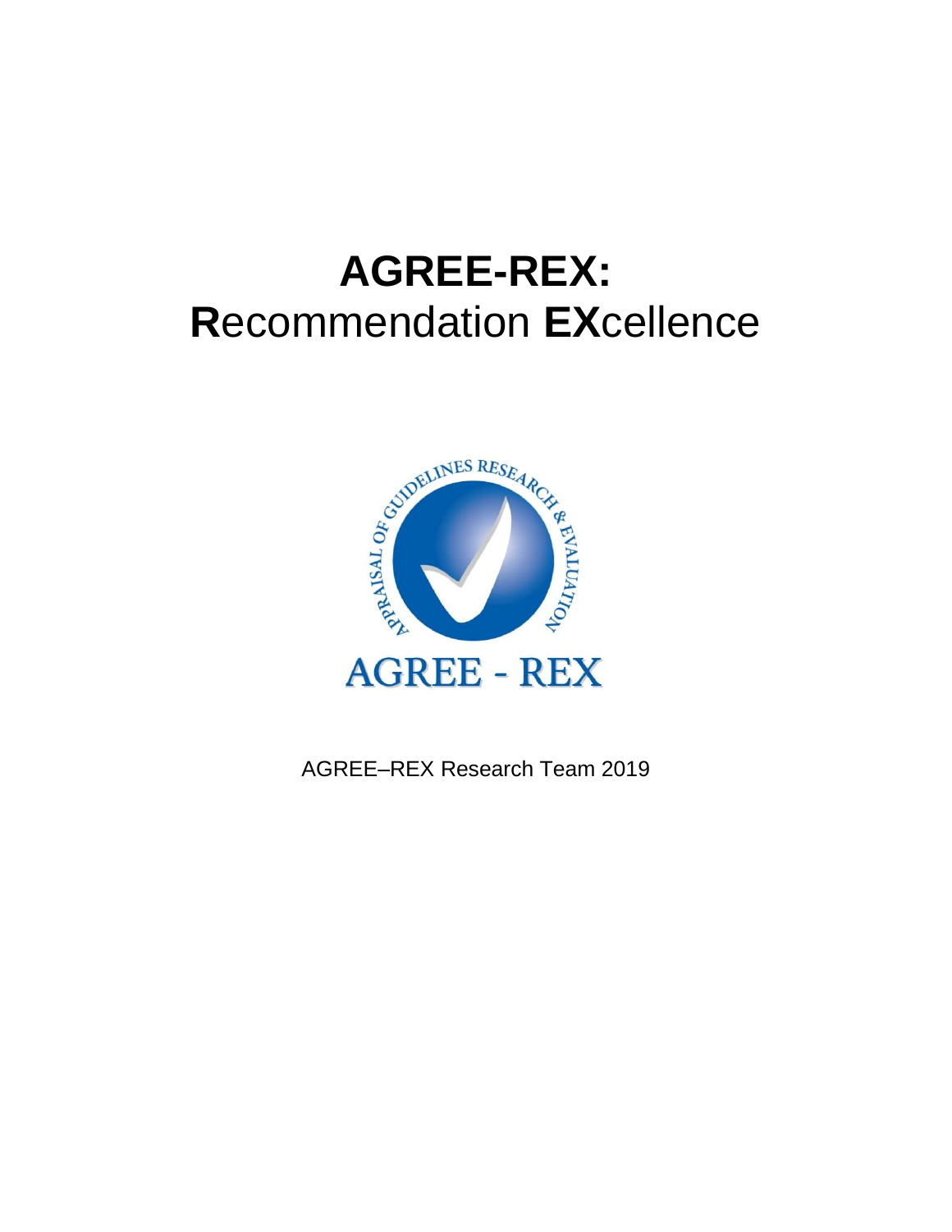# AGREE-REX:
# **R**ecommendation **EX**cellence

AGREE–REX Research Team 2019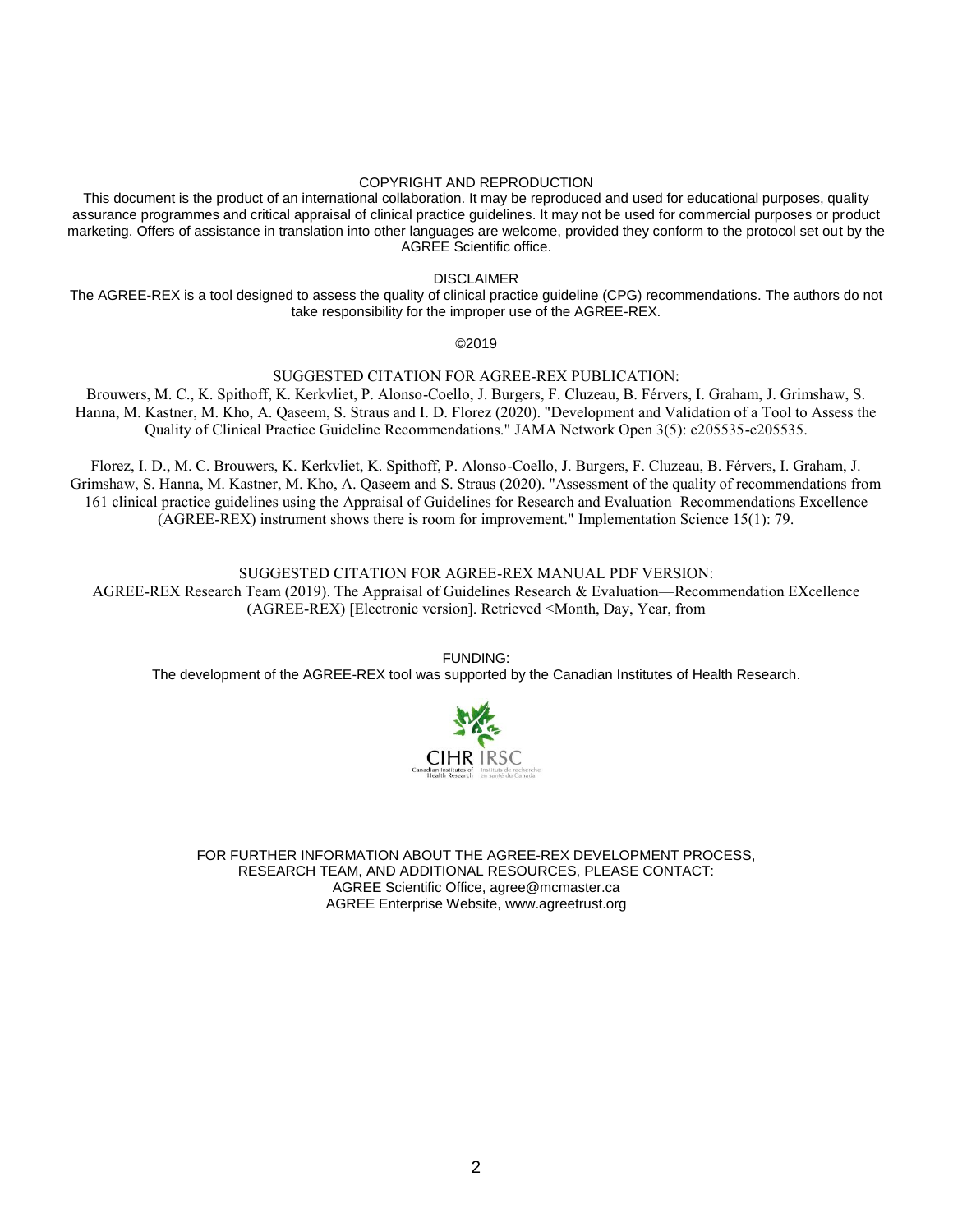COPYRIGHT AND REPRODUCTION

This document is the product of an international collaboration. It may be reproduced and used for educational purposes, quality assurance programmes and critical appraisal of clinical practice guidelines. It may not be used for commercial purposes or product marketing. Offers of assistance in translation into other languages are welcome, provided they conform to the protocol set out by the AGREE Scientific office.

DISCLAIMER

The AGREE-REX is a tool designed to assess the quality of clinical practice guideline (CPG) recommendations. The authors do not take responsibility for the improper use of the AGREE-REX.

©2019

SUGGESTED CITATION FOR AGREE-REX PUBLICATION:

Brouwers, M. C., K. Spithoff, K. Kerkvliet, P. Alonso-Coello, J. Burgers, F. Cluzeau, B. Férvers, I. Graham, J. Grimshaw, S. Hanna, M. Kastner, M. Kho, A. Qaseem, S. Straus and I. D. Florez (2020). "Development and Validation of a Tool to Assess the Quality of Clinical Practice Guideline Recommendations." JAMA Network Open 3(5): e205535-e205535.

Florez, I. D., M. C. Brouwers, K. Kerkvliet, K. Spithoff, P. Alonso-Coello, J. Burgers, F. Cluzeau, B. Férvers, I. Graham, J. Grimshaw, S. Hanna, M. Kastner, M. Kho, A. Qaseem and S. Straus (2020). "Assessment of the quality of recommendations from 161 clinical practice guidelines using the Appraisal of Guidelines for Research and Evaluation–Recommendations Excellence (AGREE-REX) instrument shows there is room for improvement." Implementation Science 15(1): 79.

SUGGESTED CITATION FOR AGREE-REX MANUAL PDF VERSION:

AGREE-REX Research Team (2019). The Appraisal of Guidelines Research & Evaluation—Recommendation EXcellence (AGREE-REX) [Electronic version]. Retrieved <Month, Day, Year, from

FUNDING:

The development of the AGREE-REX tool was supported by the Canadian Institutes of Health Research.

CIHR IRSC
Canadian Institutes of Health Research | Instituts de recherche en santé du Canada

FOR FURTHER INFORMATION ABOUT THE AGREE-REX DEVELOPMENT PROCESS, RESEARCH TEAM, AND ADDITIONAL RESOURCES, PLEASE CONTACT:
AGREE Scientific Office, agree@mcmaster.ca
AGREE Enterprise Website, www.agreetrust.org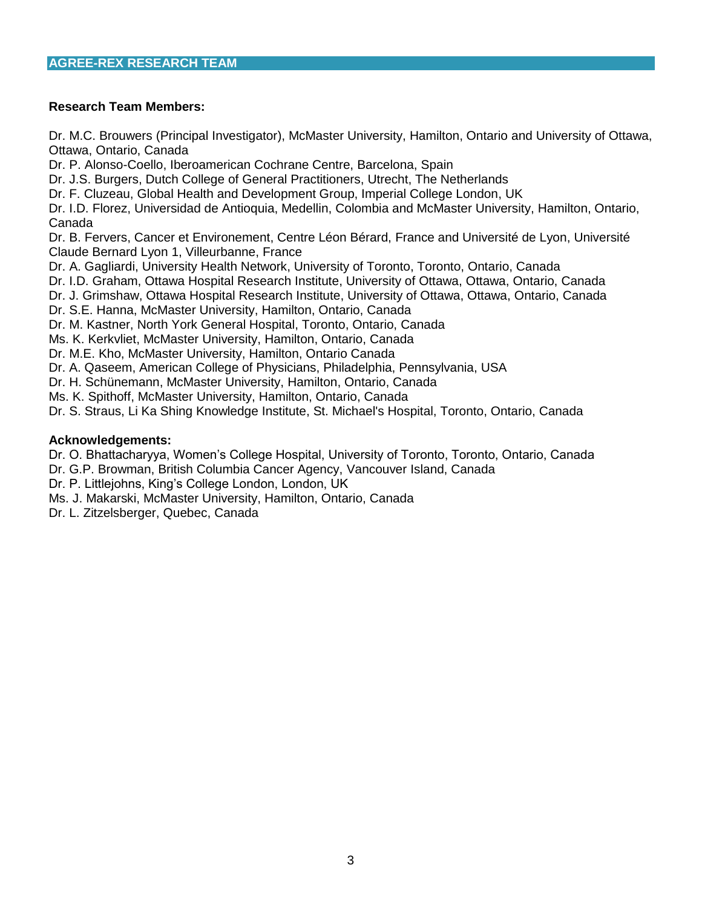## AGREE-REX RESEARCH TEAM

**Research Team Members:**

Dr. M.C. Brouwers (Principal Investigator), McMaster University, Hamilton, Ontario and University of Ottawa, Ottawa, Ontario, Canada
Dr. P. Alonso-Coello, Iberoamerican Cochrane Centre, Barcelona, Spain
Dr. J.S. Burgers, Dutch College of General Practitioners, Utrecht, The Netherlands
Dr. F. Cluzeau, Global Health and Development Group, Imperial College London, UK
Dr. I.D. Florez, Universidad de Antioquia, Medellin, Colombia and McMaster University, Hamilton, Ontario, Canada
Dr. B. Fervers, Cancer et Environement, Centre Léon Bérard, France and Université de Lyon, Université Claude Bernard Lyon 1, Villeurbanne, France
Dr. A. Gagliardi, University Health Network, University of Toronto, Toronto, Ontario, Canada
Dr. I.D. Graham, Ottawa Hospital Research Institute, University of Ottawa, Ottawa, Ontario, Canada
Dr. J. Grimshaw, Ottawa Hospital Research Institute, University of Ottawa, Ottawa, Ontario, Canada
Dr. S.E. Hanna, McMaster University, Hamilton, Ontario, Canada
Dr. M. Kastner, North York General Hospital, Toronto, Ontario, Canada
Ms. K. Kerkvliet, McMaster University, Hamilton, Ontario, Canada
Dr. M.E. Kho, McMaster University, Hamilton, Ontario Canada
Dr. A. Qaseem, American College of Physicians, Philadelphia, Pennsylvania, USA
Dr. H. Schünemann, McMaster University, Hamilton, Ontario, Canada
Ms. K. Spithoff, McMaster University, Hamilton, Ontario, Canada
Dr. S. Straus, Li Ka Shing Knowledge Institute, St. Michael's Hospital, Toronto, Ontario, Canada

**Acknowledgements:**

Dr. O. Bhattacharyya, Women's College Hospital, University of Toronto, Toronto, Ontario, Canada
Dr. G.P. Browman, British Columbia Cancer Agency, Vancouver Island, Canada
Dr. P. Littlejohns, King's College London, London, UK
Ms. J. Makarski, McMaster University, Hamilton, Ontario, Canada
Dr. L. Zitzelsberger, Quebec, Canada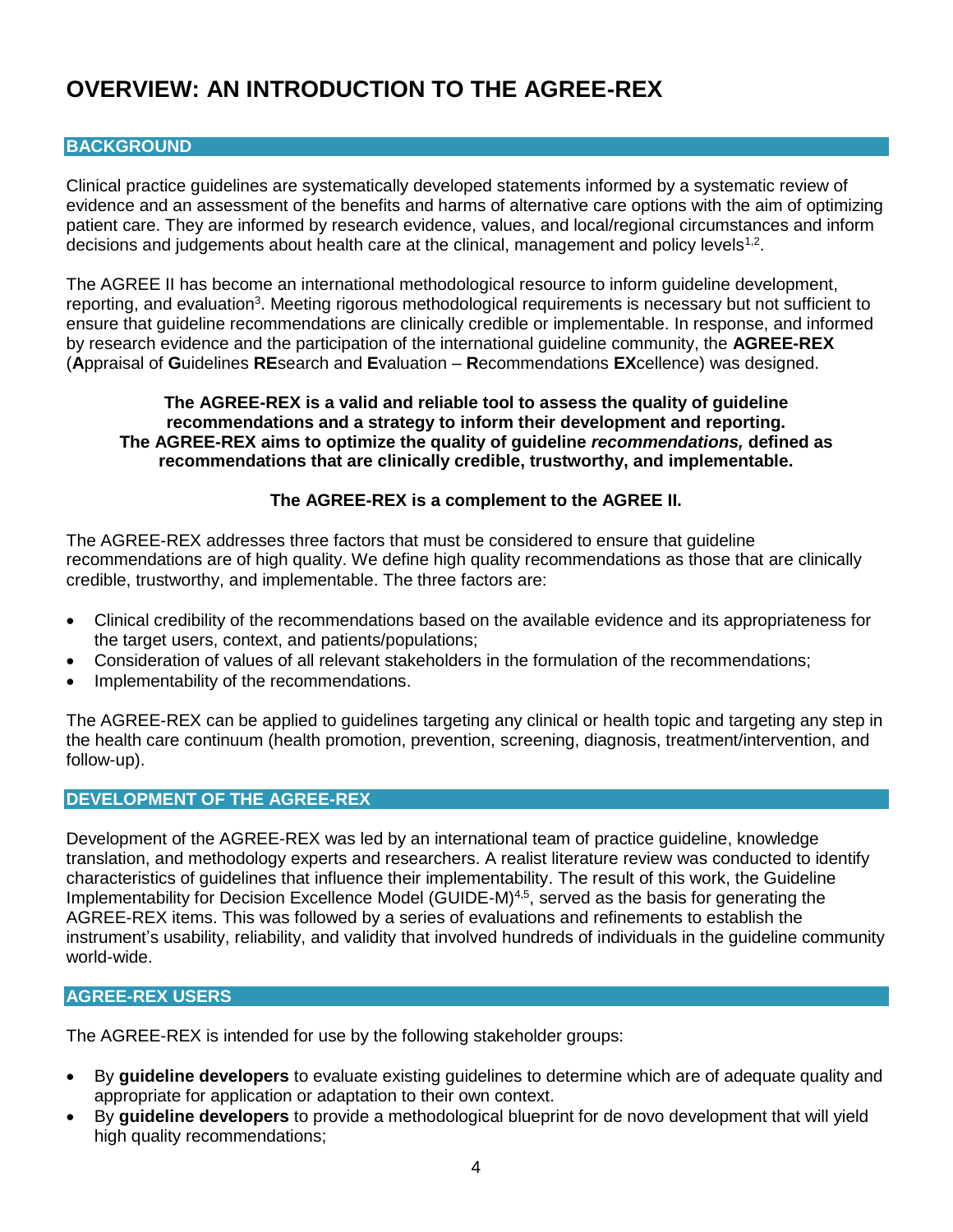# OVERVIEW: AN INTRODUCTION TO THE AGREE-REX

## BACKGROUND

Clinical practice guidelines are systematically developed statements informed by a systematic review of evidence and an assessment of the benefits and harms of alternative care options with the aim of optimizing patient care. They are informed by research evidence, values, and local/regional circumstances and inform decisions and judgements about health care at the clinical, management and policy levels[1,2].

The AGREE II has become an international methodological resource to inform guideline development, reporting, and evaluation[3]. Meeting rigorous methodological requirements is necessary but not sufficient to ensure that guideline recommendations are clinically credible or implementable. In response, and informed by research evidence and the participation of the international guideline community, the **AGREE-REX** (**A**ppraisal of **G**uidelines **RE**search and **E**valuation – **R**ecommendations **EX**cellence) was designed.

**The AGREE-REX is a valid and reliable tool to assess the quality of guideline recommendations and a strategy to inform their development and reporting. The AGREE-REX aims to optimize the quality of guideline *recommendations,* defined as recommendations that are clinically credible, trustworthy, and implementable.**

**The AGREE-REX is a complement to the AGREE II.**

The AGREE-REX addresses three factors that must be considered to ensure that guideline recommendations are of high quality. We define high quality recommendations as those that are clinically credible, trustworthy, and implementable. The three factors are:

- Clinical credibility of the recommendations based on the available evidence and its appropriateness for the target users, context, and patients/populations;
- Consideration of values of all relevant stakeholders in the formulation of the recommendations;
- Implementability of the recommendations.

The AGREE-REX can be applied to guidelines targeting any clinical or health topic and targeting any step in the health care continuum (health promotion, prevention, screening, diagnosis, treatment/intervention, and follow-up).

## DEVELOPMENT OF THE AGREE-REX

Development of the AGREE-REX was led by an international team of practice guideline, knowledge translation, and methodology experts and researchers. A realist literature review was conducted to identify characteristics of guidelines that influence their implementability. The result of this work, the Guideline Implementability for Decision Excellence Model (GUIDE-M)[4,5], served as the basis for generating the AGREE-REX items. This was followed by a series of evaluations and refinements to establish the instrument's usability, reliability, and validity that involved hundreds of individuals in the guideline community world-wide.

## AGREE-REX USERS

The AGREE-REX is intended for use by the following stakeholder groups:

- By **guideline developers** to evaluate existing guidelines to determine which are of adequate quality and appropriate for application or adaptation to their own context.
- By **guideline developers** to provide a methodological blueprint for de novo development that will yield high quality recommendations;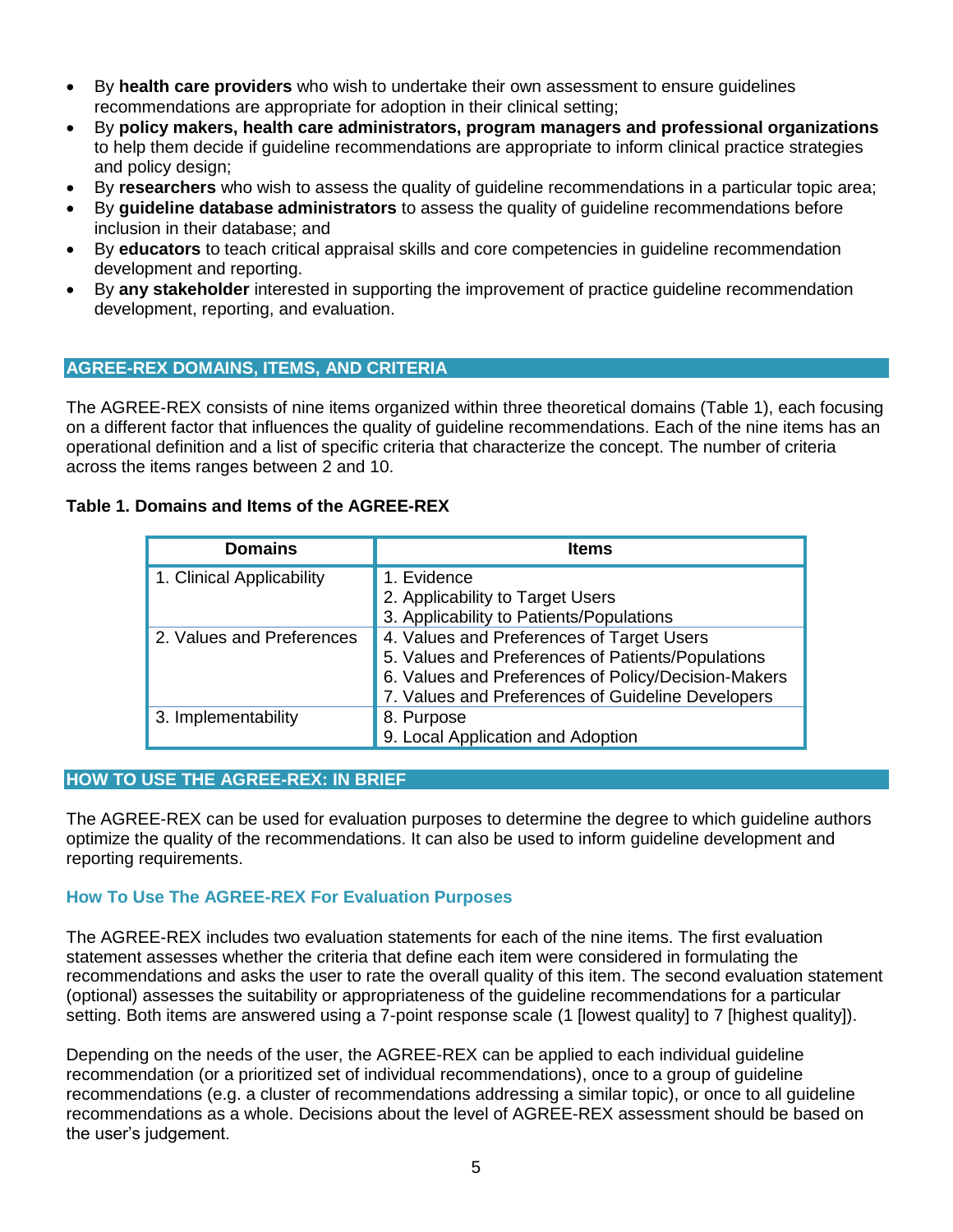- By **health care providers** who wish to undertake their own assessment to ensure guidelines recommendations are appropriate for adoption in their clinical setting;
- By **policy makers, health care administrators, program managers and professional organizations** to help them decide if guideline recommendations are appropriate to inform clinical practice strategies and policy design;
- By **researchers** who wish to assess the quality of guideline recommendations in a particular topic area;
- By **guideline database administrators** to assess the quality of guideline recommendations before inclusion in their database; and
- By **educators** to teach critical appraisal skills and core competencies in guideline recommendation development and reporting.
- By **any stakeholder** interested in supporting the improvement of practice guideline recommendation development, reporting, and evaluation.

## AGREE-REX DOMAINS, ITEMS, AND CRITERIA

The AGREE-REX consists of nine items organized within three theoretical domains (Table 1), each focusing on a different factor that influences the quality of guideline recommendations. Each of the nine items has an operational definition and a list of specific criteria that characterize the concept. The number of criteria across the items ranges between 2 and 10.

**Table 1. Domains and Items of the AGREE-REX**

| Domains | Items |
|---|---|
| 1. Clinical Applicability | 1. Evidence<br>2. Applicability to Target Users<br>3. Applicability to Patients/Populations |
| 2. Values and Preferences | 4. Values and Preferences of Target Users<br>5. Values and Preferences of Patients/Populations<br>6. Values and Preferences of Policy/Decision-Makers<br>7. Values and Preferences of Guideline Developers |
| 3. Implementability | 8. Purpose<br>9. Local Application and Adoption |

## HOW TO USE THE AGREE-REX: IN BRIEF

The AGREE-REX can be used for evaluation purposes to determine the degree to which guideline authors optimize the quality of the recommendations. It can also be used to inform guideline development and reporting requirements.

### How To Use The AGREE-REX For Evaluation Purposes

The AGREE-REX includes two evaluation statements for each of the nine items. The first evaluation statement assesses whether the criteria that define each item were considered in formulating the recommendations and asks the user to rate the overall quality of this item. The second evaluation statement (optional) assesses the suitability or appropriateness of the guideline recommendations for a particular setting. Both items are answered using a 7-point response scale (1 [lowest quality] to 7 [highest quality]).

Depending on the needs of the user, the AGREE-REX can be applied to each individual guideline recommendation (or a prioritized set of individual recommendations), once to a group of guideline recommendations (e.g. a cluster of recommendations addressing a similar topic), or once to all guideline recommendations as a whole. Decisions about the level of AGREE-REX assessment should be based on the user's judgement.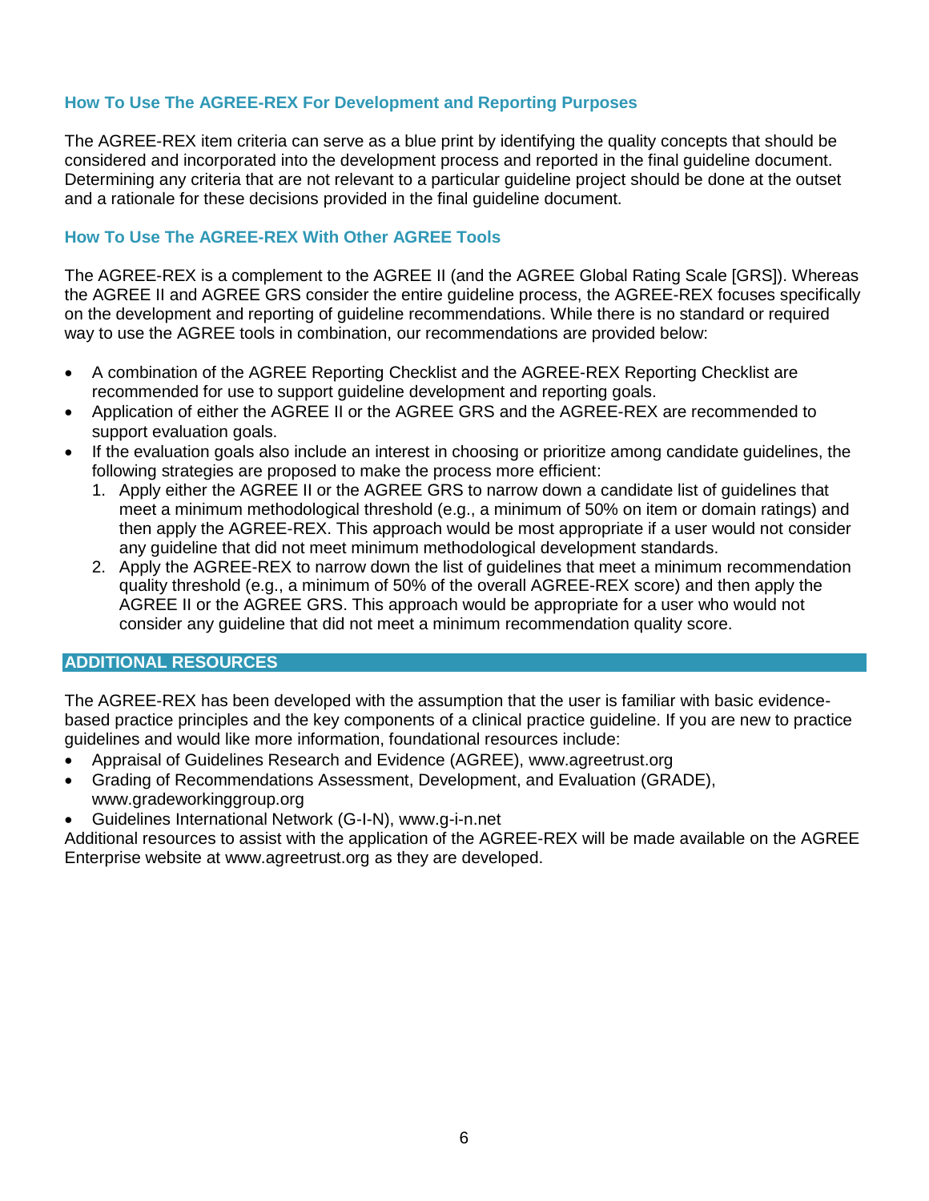### How To Use The AGREE-REX For Development and Reporting Purposes

The AGREE-REX item criteria can serve as a blue print by identifying the quality concepts that should be considered and incorporated into the development process and reported in the final guideline document. Determining any criteria that are not relevant to a particular guideline project should be done at the outset and a rationale for these decisions provided in the final guideline document.

### How To Use The AGREE-REX With Other AGREE Tools

The AGREE-REX is a complement to the AGREE II (and the AGREE Global Rating Scale [GRS]). Whereas the AGREE II and AGREE GRS consider the entire guideline process, the AGREE-REX focuses specifically on the development and reporting of guideline recommendations. While there is no standard or required way to use the AGREE tools in combination, our recommendations are provided below:

- A combination of the AGREE Reporting Checklist and the AGREE-REX Reporting Checklist are recommended for use to support guideline development and reporting goals.
- Application of either the AGREE II or the AGREE GRS and the AGREE-REX are recommended to support evaluation goals.
- If the evaluation goals also include an interest in choosing or prioritize among candidate guidelines, the following strategies are proposed to make the process more efficient:
  1. Apply either the AGREE II or the AGREE GRS to narrow down a candidate list of guidelines that meet a minimum methodological threshold (e.g., a minimum of 50% on item or domain ratings) and then apply the AGREE-REX. This approach would be most appropriate if a user would not consider any guideline that did not meet minimum methodological development standards.
  2. Apply the AGREE-REX to narrow down the list of guidelines that meet a minimum recommendation quality threshold (e.g., a minimum of 50% of the overall AGREE-REX score) and then apply the AGREE II or the AGREE GRS. This approach would be appropriate for a user who would not consider any guideline that did not meet a minimum recommendation quality score.

## ADDITIONAL RESOURCES

The AGREE-REX has been developed with the assumption that the user is familiar with basic evidence-based practice principles and the key components of a clinical practice guideline. If you are new to practice guidelines and would like more information, foundational resources include:

- Appraisal of Guidelines Research and Evidence (AGREE), www.agreetrust.org
- Grading of Recommendations Assessment, Development, and Evaluation (GRADE), www.gradeworkinggroup.org
- Guidelines International Network (G-I-N), www.g-i-n.net

Additional resources to assist with the application of the AGREE-REX will be made available on the AGREE Enterprise website at www.agreetrust.org as they are developed.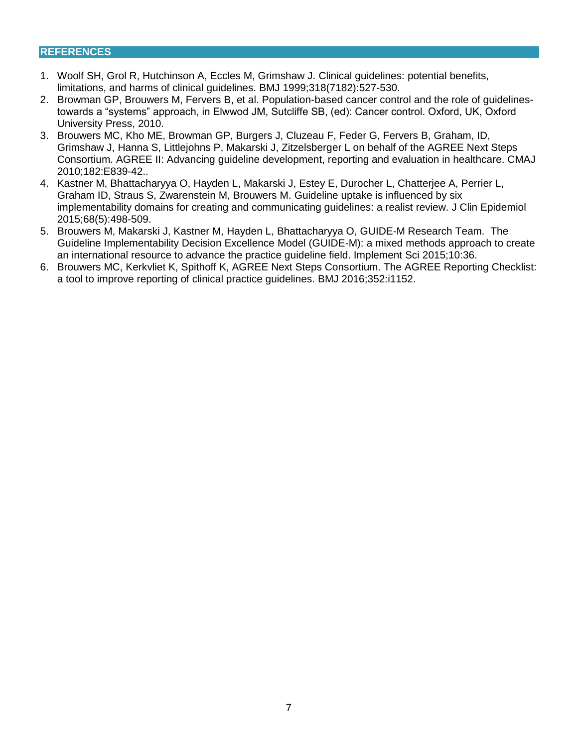## REFERENCES

1. Woolf SH, Grol R, Hutchinson A, Eccles M, Grimshaw J. Clinical guidelines: potential benefits, limitations, and harms of clinical guidelines. BMJ 1999;318(7182):527-530.
2. Browman GP, Brouwers M, Fervers B, et al. Population-based cancer control and the role of guidelines-towards a “systems” approach, in Elwwod JM, Sutcliffe SB, (ed): Cancer control. Oxford, UK, Oxford University Press, 2010.
3. Brouwers MC, Kho ME, Browman GP, Burgers J, Cluzeau F, Feder G, Fervers B, Graham, ID, Grimshaw J, Hanna S, Littlejohns P, Makarski J, Zitzelsberger L on behalf of the AGREE Next Steps Consortium. AGREE II: Advancing guideline development, reporting and evaluation in healthcare. CMAJ 2010;182:E839-42..
4. Kastner M, Bhattacharyya O, Hayden L, Makarski J, Estey E, Durocher L, Chatterjee A, Perrier L, Graham ID, Straus S, Zwarenstein M, Brouwers M. Guideline uptake is influenced by six implementability domains for creating and communicating guidelines: a realist review. J Clin Epidemiol 2015;68(5):498-509.
5. Brouwers M, Makarski J, Kastner M, Hayden L, Bhattacharyya O, GUIDE-M Research Team. The Guideline Implementability Decision Excellence Model (GUIDE-M): a mixed methods approach to create an international resource to advance the practice guideline field. Implement Sci 2015;10:36.
6. Brouwers MC, Kerkvliet K, Spithoff K, AGREE Next Steps Consortium. The AGREE Reporting Checklist: a tool to improve reporting of clinical practice guidelines. BMJ 2016;352:i1152.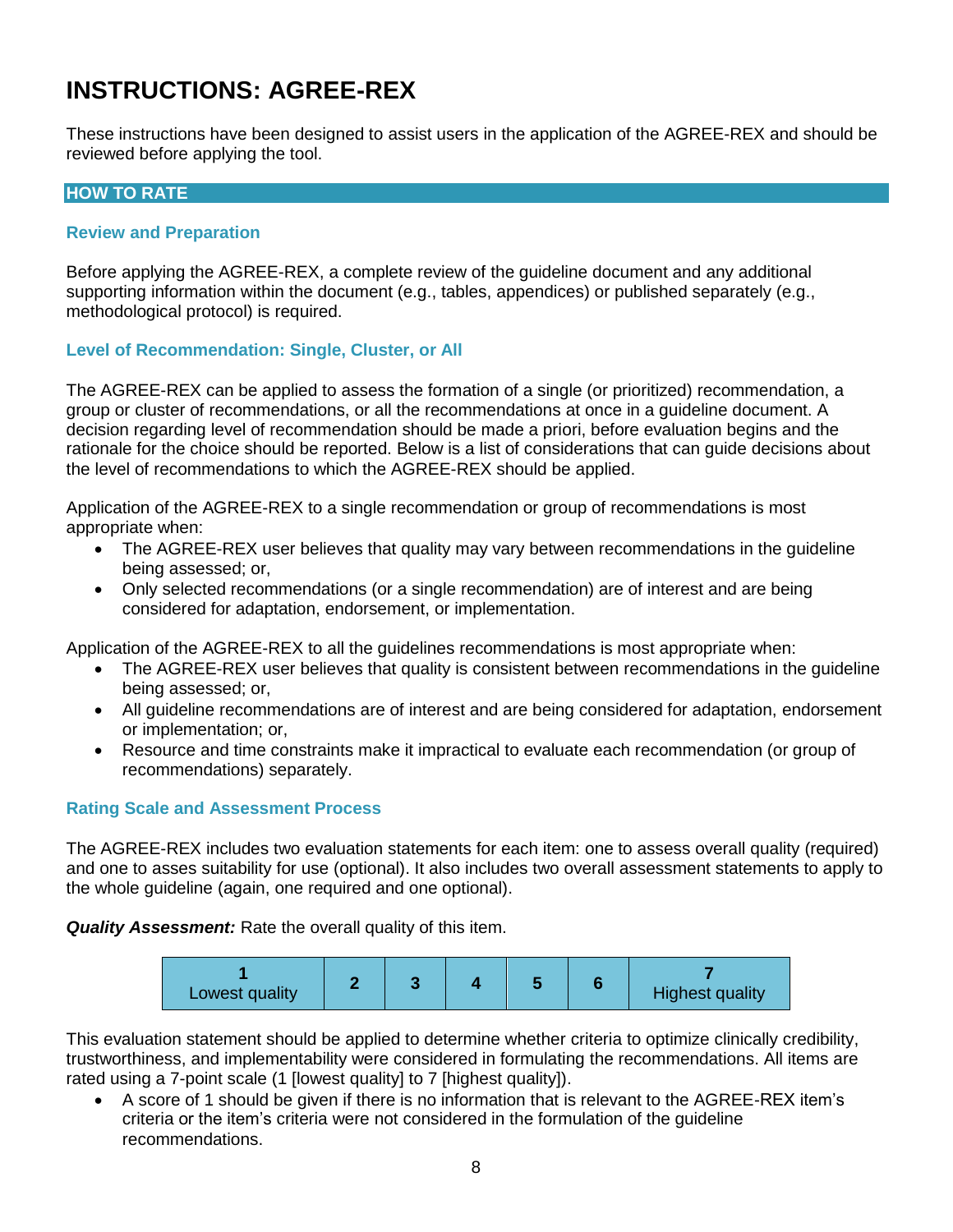# INSTRUCTIONS: AGREE-REX

These instructions have been designed to assist users in the application of the AGREE-REX and should be reviewed before applying the tool.

## HOW TO RATE

### Review and Preparation

Before applying the AGREE-REX, a complete review of the guideline document and any additional supporting information within the document (e.g., tables, appendices) or published separately (e.g., methodological protocol) is required.

### Level of Recommendation: Single, Cluster, or All

The AGREE-REX can be applied to assess the formation of a single (or prioritized) recommendation, a group or cluster of recommendations, or all the recommendations at once in a guideline document. A decision regarding level of recommendation should be made a priori, before evaluation begins and the rationale for the choice should be reported. Below is a list of considerations that can guide decisions about the level of recommendations to which the AGREE-REX should be applied.

Application of the AGREE-REX to a single recommendation or group of recommendations is most appropriate when:

- The AGREE-REX user believes that quality may vary between recommendations in the guideline being assessed; or,
- Only selected recommendations (or a single recommendation) are of interest and are being considered for adaptation, endorsement, or implementation.

Application of the AGREE-REX to all the guidelines recommendations is most appropriate when:

- The AGREE-REX user believes that quality is consistent between recommendations in the guideline being assessed; or,
- All guideline recommendations are of interest and are being considered for adaptation, endorsement or implementation; or,
- Resource and time constraints make it impractical to evaluate each recommendation (or group of recommendations) separately.

### Rating Scale and Assessment Process

The AGREE-REX includes two evaluation statements for each item: one to assess overall quality (required) and one to asses suitability for use (optional). It also includes two overall assessment statements to apply to the whole guideline (again, one required and one optional).

***Quality Assessment:*** Rate the overall quality of this item.

| 1 Lowest quality | 2 | 3 | 4 | 5 | 6 | 7 Highest quality |
|---|---|---|---|---|---|---|

This evaluation statement should be applied to determine whether criteria to optimize clinically credibility, trustworthiness, and implementability were considered in formulating the recommendations. All items are rated using a 7-point scale (1 [lowest quality] to 7 [highest quality]).

- A score of 1 should be given if there is no information that is relevant to the AGREE-REX item's criteria or the item's criteria were not considered in the formulation of the guideline recommendations.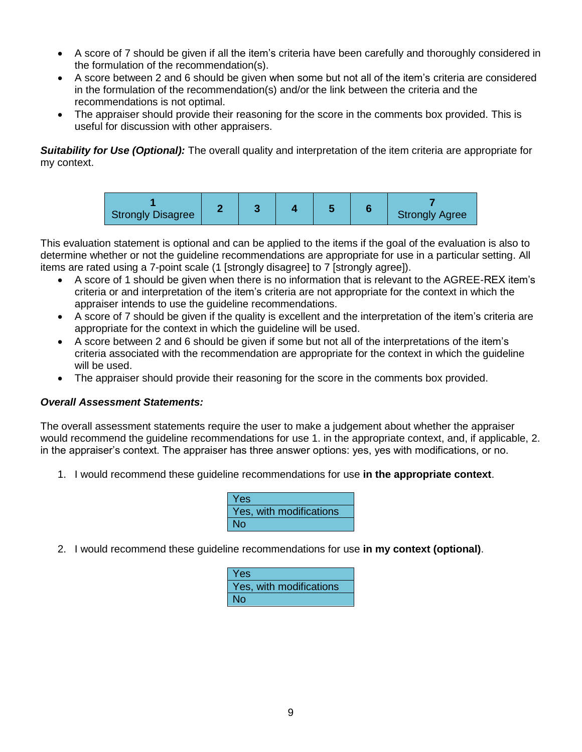- A score of 7 should be given if all the item's criteria have been carefully and thoroughly considered in the formulation of the recommendation(s).
- A score between 2 and 6 should be given when some but not all of the item's criteria are considered in the formulation of the recommendation(s) and/or the link between the criteria and the recommendations is not optimal.
- The appraiser should provide their reasoning for the score in the comments box provided. This is useful for discussion with other appraisers.

***Suitability for Use (Optional):*** The overall quality and interpretation of the item criteria are appropriate for my context.

| 1 Strongly Disagree | 2 | 3 | 4 | 5 | 6 | 7 Strongly Agree |
|---|---|---|---|---|---|---|

This evaluation statement is optional and can be applied to the items if the goal of the evaluation is also to determine whether or not the guideline recommendations are appropriate for use in a particular setting. All items are rated using a 7-point scale (1 [strongly disagree] to 7 [strongly agree]).

- A score of 1 should be given when there is no information that is relevant to the AGREE-REX item's criteria or and interpretation of the item's criteria are not appropriate for the context in which the appraiser intends to use the guideline recommendations.
- A score of 7 should be given if the quality is excellent and the interpretation of the item's criteria are appropriate for the context in which the guideline will be used.
- A score between 2 and 6 should be given if some but not all of the interpretations of the item's criteria associated with the recommendation are appropriate for the context in which the guideline will be used.
- The appraiser should provide their reasoning for the score in the comments box provided.

***Overall Assessment Statements:***

The overall assessment statements require the user to make a judgement about whether the appraiser would recommend the guideline recommendations for use 1. in the appropriate context, and, if applicable, 2. in the appraiser's context. The appraiser has three answer options: yes, yes with modifications, or no.

1. I would recommend these guideline recommendations for use **in the appropriate context**.

| Yes |
|---|
| Yes, with modifications |
| No |

2. I would recommend these guideline recommendations for use **in my context (optional)**.

| Yes |
|---|
| Yes, with modifications |
| No |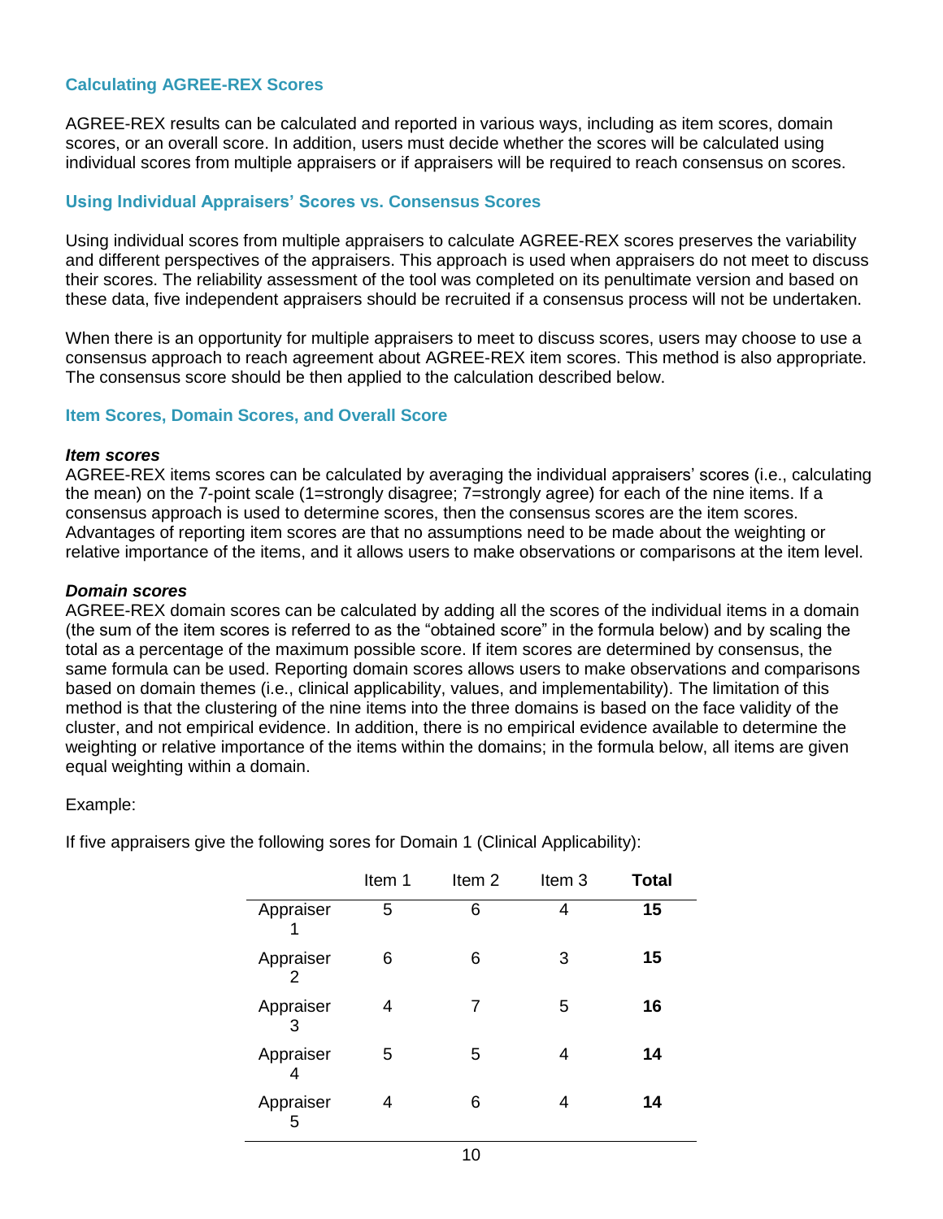### Calculating AGREE-REX Scores

AGREE-REX results can be calculated and reported in various ways, including as item scores, domain scores, or an overall score. In addition, users must decide whether the scores will be calculated using individual scores from multiple appraisers or if appraisers will be required to reach consensus on scores.

### Using Individual Appraisers' Scores vs. Consensus Scores

Using individual scores from multiple appraisers to calculate AGREE-REX scores preserves the variability and different perspectives of the appraisers. This approach is used when appraisers do not meet to discuss their scores. The reliability assessment of the tool was completed on its penultimate version and based on these data, five independent appraisers should be recruited if a consensus process will not be undertaken.

When there is an opportunity for multiple appraisers to meet to discuss scores, users may choose to use a consensus approach to reach agreement about AGREE-REX item scores. This method is also appropriate. The consensus score should be then applied to the calculation described below.

### Item Scores, Domain Scores, and Overall Score

***Item scores***
AGREE-REX items scores can be calculated by averaging the individual appraisers' scores (i.e., calculating the mean) on the 7-point scale (1=strongly disagree; 7=strongly agree) for each of the nine items. If a consensus approach is used to determine scores, then the consensus scores are the item scores. Advantages of reporting item scores are that no assumptions need to be made about the weighting or relative importance of the items, and it allows users to make observations or comparisons at the item level.

***Domain scores***
AGREE-REX domain scores can be calculated by adding all the scores of the individual items in a domain (the sum of the item scores is referred to as the "obtained score" in the formula below) and by scaling the total as a percentage of the maximum possible score. If item scores are determined by consensus, the same formula can be used. Reporting domain scores allows users to make observations and comparisons based on domain themes (i.e., clinical applicability, values, and implementability). The limitation of this method is that the clustering of the nine items into the three domains is based on the face validity of the cluster, and not empirical evidence. In addition, there is no empirical evidence available to determine the weighting or relative importance of the items within the domains; in the formula below, all items are given equal weighting within a domain.

Example:

If five appraisers give the following sores for Domain 1 (Clinical Applicability):

| | Item 1 | Item 2 | Item 3 | **Total** |
|---|---|---|---|---|
| Appraiser 1 | 5 | 6 | 4 | **15** |
| Appraiser 2 | 6 | 6 | 3 | **15** |
| Appraiser 3 | 4 | 7 | 5 | **16** |
| Appraiser 4 | 5 | 5 | 4 | **14** |
| Appraiser 5 | 4 | 6 | 4 | **14** |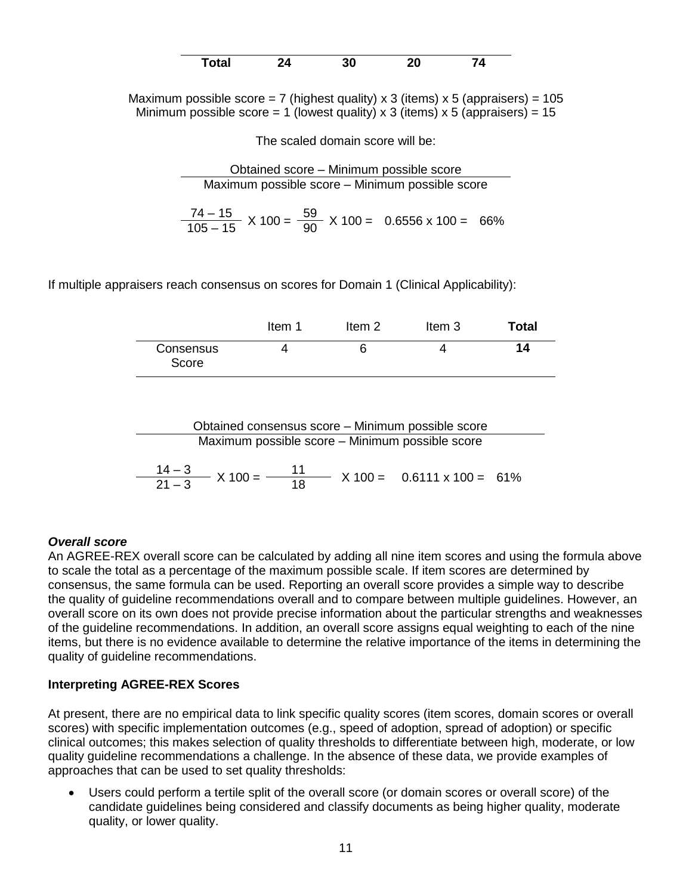| Total | 24 | 30 | 20 | 74 |
|---|---|---|---|---|

Maximum possible score = 7 (highest quality) x 3 (items) x 5 (appraisers) = 105
Minimum possible score = 1 (lowest quality) x 3 (items) x 5 (appraisers) = 15

The scaled domain score will be:

$$\frac{\text{Obtained score – Minimum possible score}}{\text{Maximum possible score – Minimum possible score}}$$

$$\frac{74 - 15}{105 - 15} \text{ X } 100 = \frac{59}{90} \text{ X } 100 = 0.6556 \text{ x } 100 = 66\%$$

If multiple appraisers reach consensus on scores for Domain 1 (Clinical Applicability):

| | Item 1 | Item 2 | Item 3 | **Total** |
|---|---|---|---|---|
| Consensus Score | 4 | 6 | 4 | **14** |

$$\frac{\text{Obtained consensus score – Minimum possible score}}{\text{Maximum possible score – Minimum possible score}}$$

$$\frac{14 - 3}{21 - 3} \text{ X } 100 = \frac{11}{18} \text{ X } 100 = 0.6111 \text{ x } 100 = 61\%$$

***Overall score***

An AGREE-REX overall score can be calculated by adding all nine item scores and using the formula above to scale the total as a percentage of the maximum possible scale. If item scores are determined by consensus, the same formula can be used. Reporting an overall score provides a simple way to describe the quality of guideline recommendations overall and to compare between multiple guidelines. However, an overall score on its own does not provide precise information about the particular strengths and weaknesses of the guideline recommendations. In addition, an overall score assigns equal weighting to each of the nine items, but there is no evidence available to determine the relative importance of the items in determining the quality of guideline recommendations.

**Interpreting AGREE-REX Scores**

At present, there are no empirical data to link specific quality scores (item scores, domain scores or overall scores) with specific implementation outcomes (e.g., speed of adoption, spread of adoption) or specific clinical outcomes; this makes selection of quality thresholds to differentiate between high, moderate, or low quality guideline recommendations a challenge. In the absence of these data, we provide examples of approaches that can be used to set quality thresholds:

- Users could perform a tertile split of the overall score (or domain scores or overall score) of the candidate guidelines being considered and classify documents as being higher quality, moderate quality, or lower quality.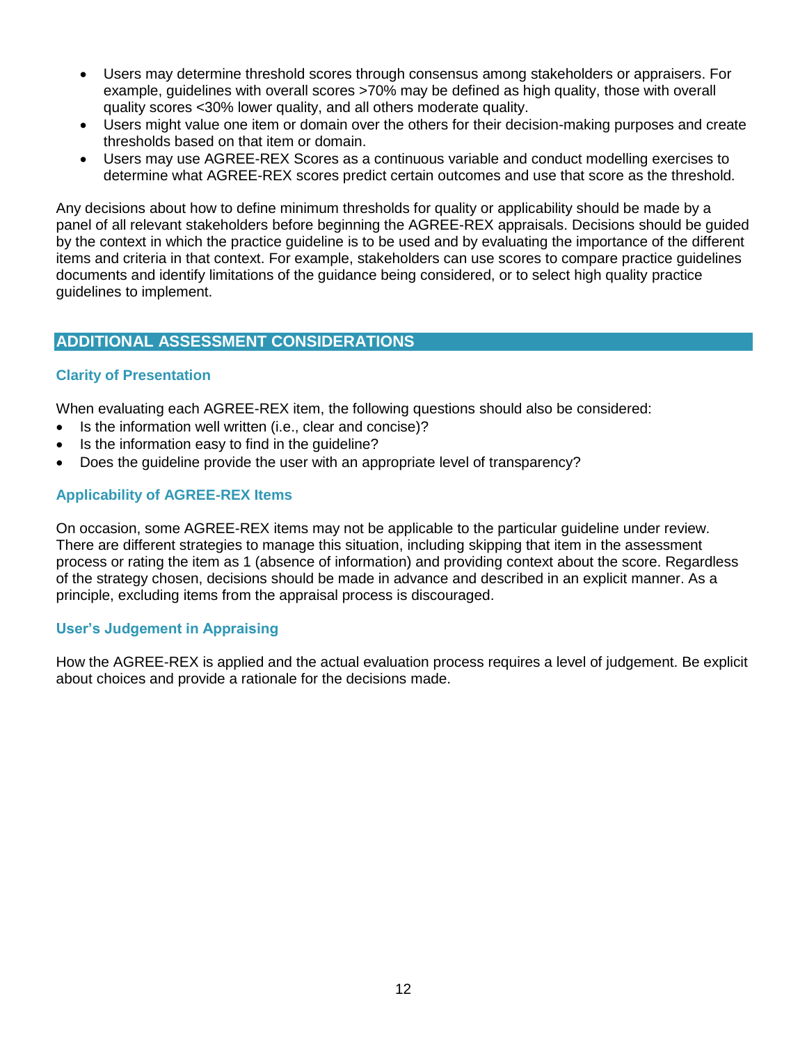- Users may determine threshold scores through consensus among stakeholders or appraisers. For example, guidelines with overall scores >70% may be defined as high quality, those with overall quality scores <30% lower quality, and all others moderate quality.
- Users might value one item or domain over the others for their decision-making purposes and create thresholds based on that item or domain.
- Users may use AGREE-REX Scores as a continuous variable and conduct modelling exercises to determine what AGREE-REX scores predict certain outcomes and use that score as the threshold.

Any decisions about how to define minimum thresholds for quality or applicability should be made by a panel of all relevant stakeholders before beginning the AGREE-REX appraisals. Decisions should be guided by the context in which the practice guideline is to be used and by evaluating the importance of the different items and criteria in that context. For example, stakeholders can use scores to compare practice guidelines documents and identify limitations of the guidance being considered, or to select high quality practice guidelines to implement.

## ADDITIONAL ASSESSMENT CONSIDERATIONS

### Clarity of Presentation

When evaluating each AGREE-REX item, the following questions should also be considered:

- Is the information well written (i.e., clear and concise)?
- Is the information easy to find in the guideline?
- Does the guideline provide the user with an appropriate level of transparency?

### Applicability of AGREE-REX Items

On occasion, some AGREE-REX items may not be applicable to the particular guideline under review. There are different strategies to manage this situation, including skipping that item in the assessment process or rating the item as 1 (absence of information) and providing context about the score. Regardless of the strategy chosen, decisions should be made in advance and described in an explicit manner. As a principle, excluding items from the appraisal process is discouraged.

### User's Judgement in Appraising

How the AGREE-REX is applied and the actual evaluation process requires a level of judgement. Be explicit about choices and provide a rationale for the decisions made.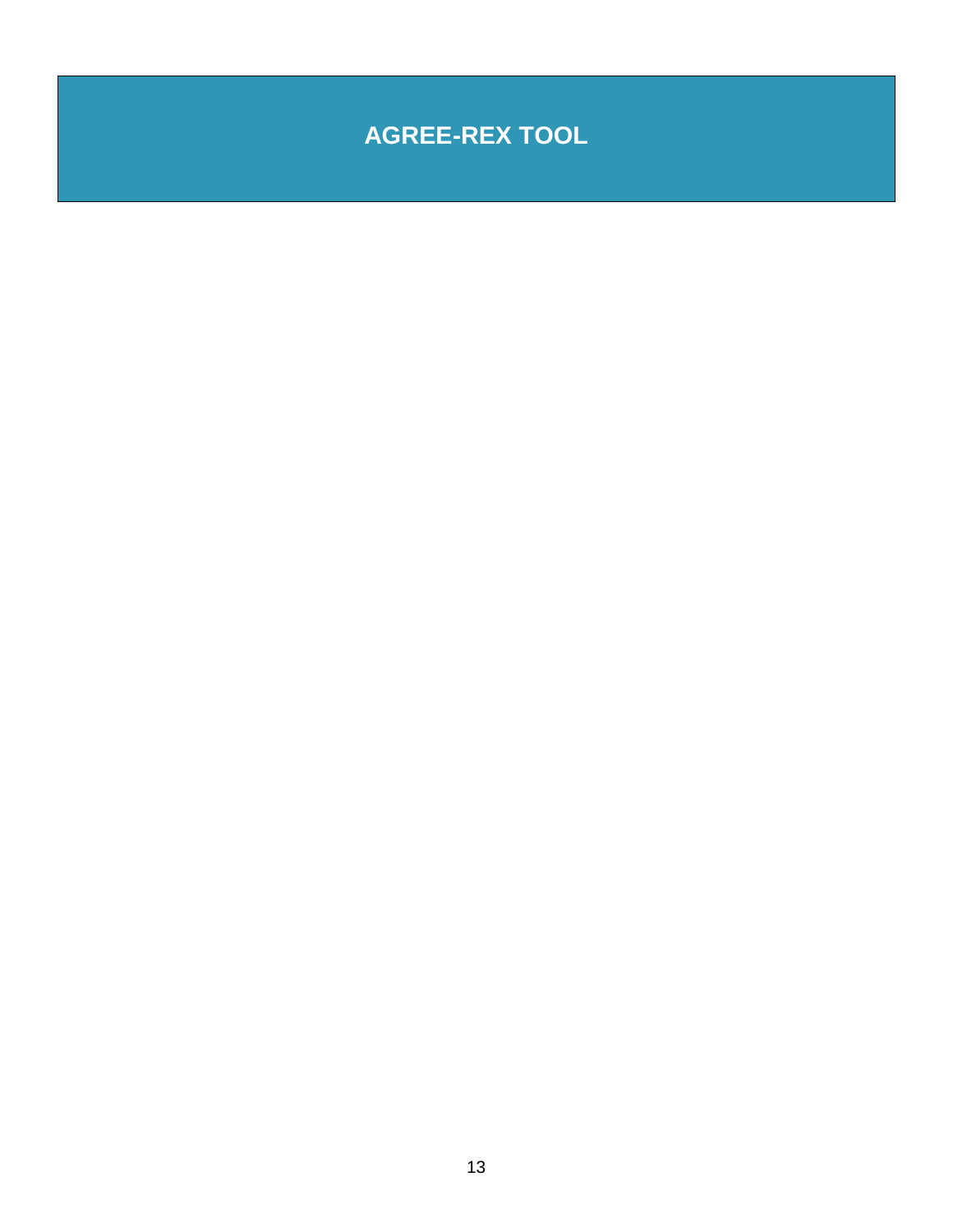# AGREE-REX TOOL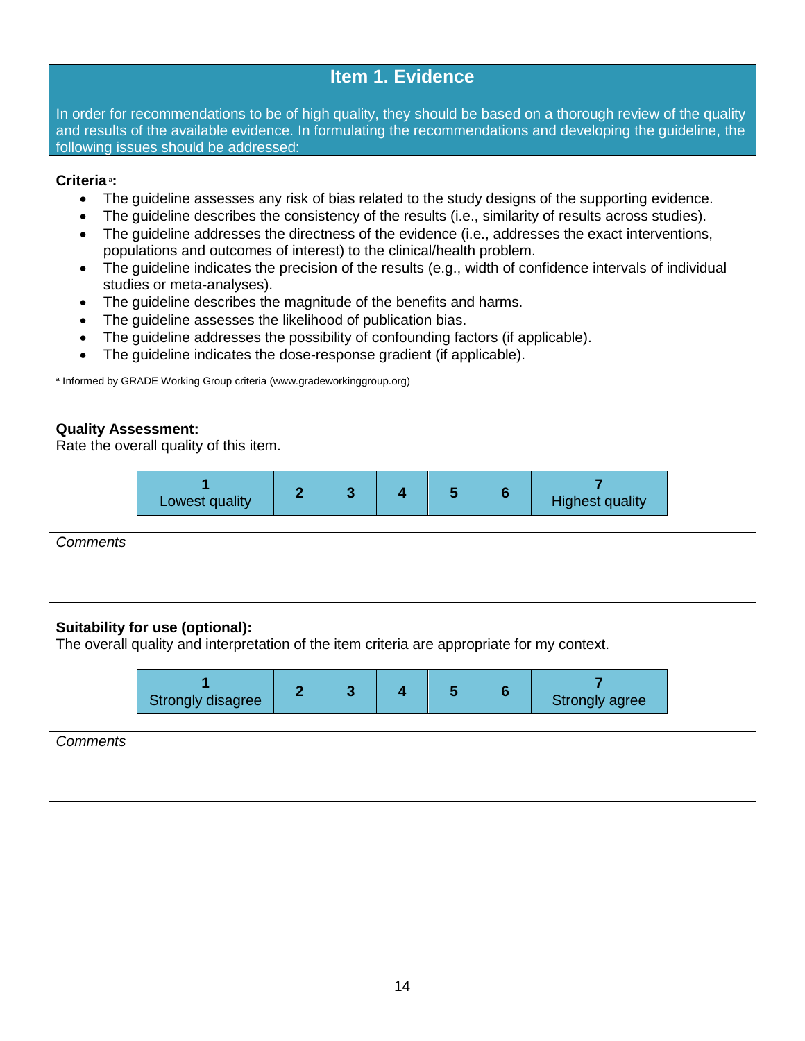## Item 1. Evidence

In order for recommendations to be of high quality, they should be based on a thorough review of the quality and results of the available evidence. In formulating the recommendations and developing the guideline, the following issues should be addressed:

**Criteria**[a]**:**

- The guideline assesses any risk of bias related to the study designs of the supporting evidence.
- The guideline describes the consistency of the results (i.e., similarity of results across studies).
- The guideline addresses the directness of the evidence (i.e., addresses the exact interventions, populations and outcomes of interest) to the clinical/health problem.
- The guideline indicates the precision of the results (e.g., width of confidence intervals of individual studies or meta-analyses).
- The guideline describes the magnitude of the benefits and harms.
- The guideline assesses the likelihood of publication bias.
- The guideline addresses the possibility of confounding factors (if applicable).
- The guideline indicates the dose-response gradient (if applicable).

[a] Informed by GRADE Working Group criteria (www.gradeworkinggroup.org)

**Quality Assessment:**
Rate the overall quality of this item.

| 1<br>Lowest quality | 2 | 3 | 4 | 5 | 6 | 7<br>Highest quality |
|---|---|---|---|---|---|---|

*Comments*

**Suitability for use (optional):**
The overall quality and interpretation of the item criteria are appropriate for my context.

| 1<br>Strongly disagree | 2 | 3 | 4 | 5 | 6 | 7<br>Strongly agree |
|---|---|---|---|---|---|---|

*Comments*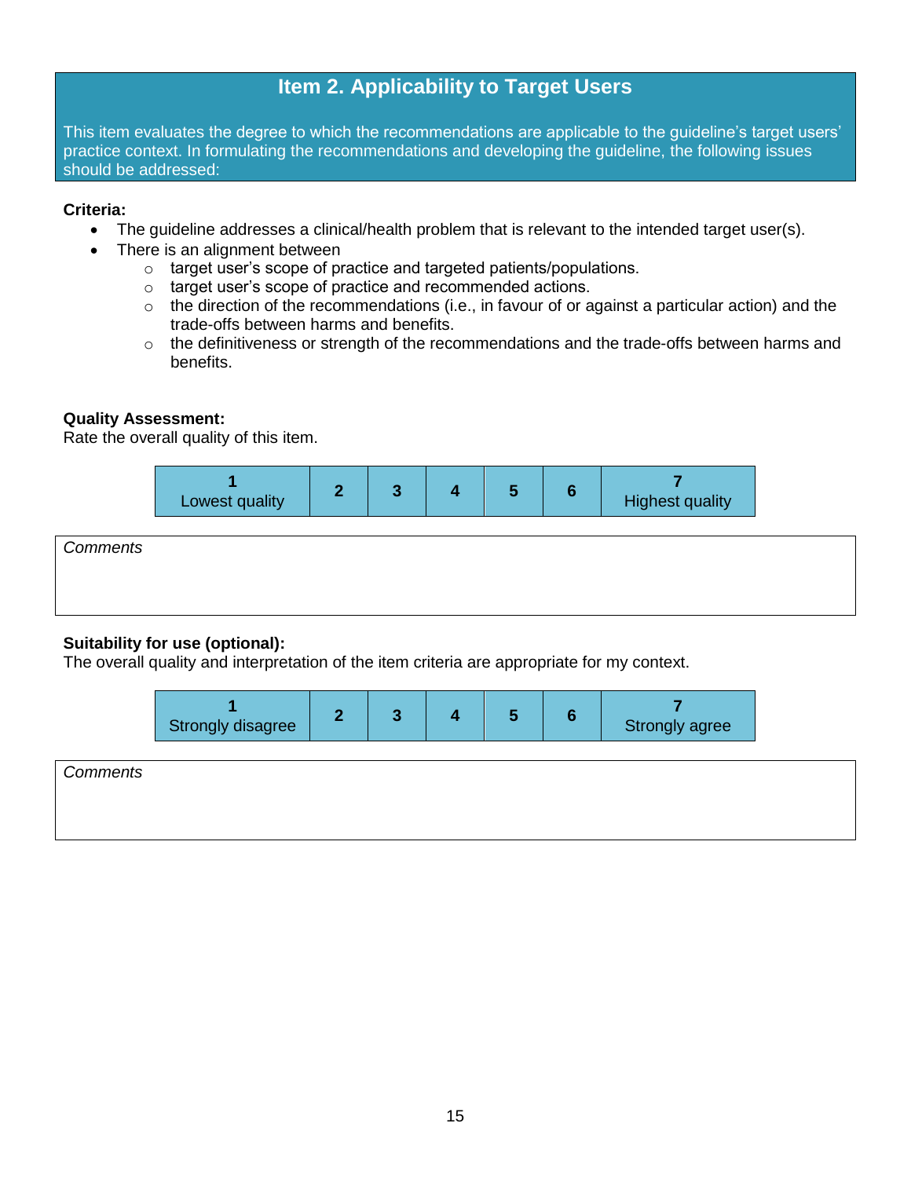## Item 2. Applicability to Target Users

This item evaluates the degree to which the recommendations are applicable to the guideline's target users' practice context. In formulating the recommendations and developing the guideline, the following issues should be addressed:

**Criteria:**

- The guideline addresses a clinical/health problem that is relevant to the intended target user(s).
- There is an alignment between
  - target user's scope of practice and targeted patients/populations.
  - target user's scope of practice and recommended actions.
  - the direction of the recommendations (i.e., in favour of or against a particular action) and the trade-offs between harms and benefits.
  - the definitiveness or strength of the recommendations and the trade-offs between harms and benefits.

**Quality Assessment:**
Rate the overall quality of this item.

| 1<br>Lowest quality | 2 | 3 | 4 | 5 | 6 | 7<br>Highest quality |
|---|---|---|---|---|---|---|

| *Comments* |
|---|
| |

**Suitability for use (optional):**
The overall quality and interpretation of the item criteria are appropriate for my context.

| 1<br>Strongly disagree | 2 | 3 | 4 | 5 | 6 | 7<br>Strongly agree |
|---|---|---|---|---|---|---|

| *Comments* |
|---|
| |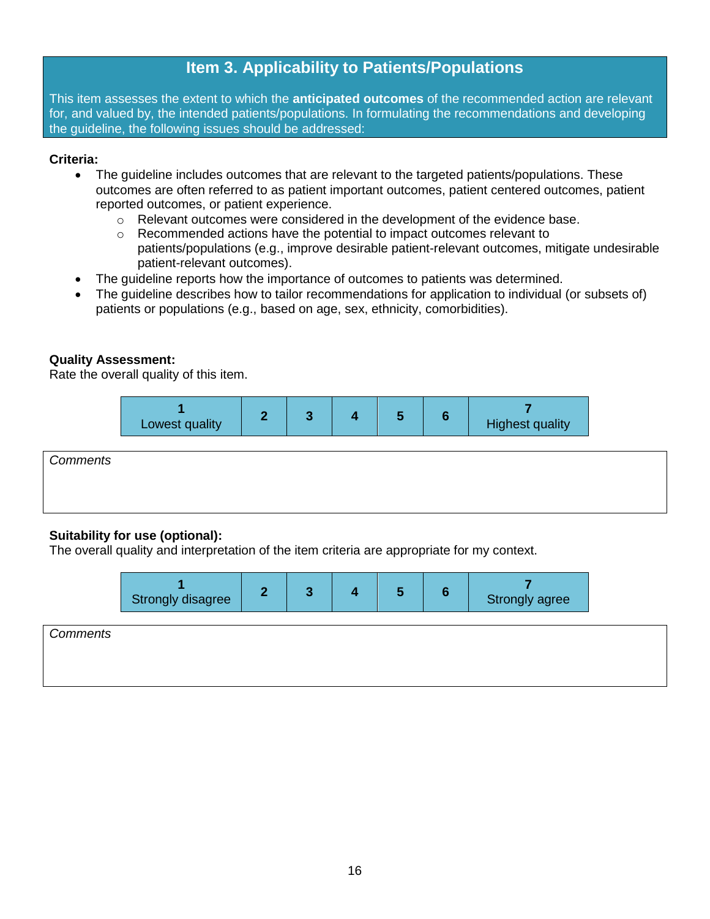## Item 3. Applicability to Patients/Populations

This item assesses the extent to which the **anticipated outcomes** of the recommended action are relevant for, and valued by, the intended patients/populations. In formulating the recommendations and developing the guideline, the following issues should be addressed:

**Criteria:**

- The guideline includes outcomes that are relevant to the targeted patients/populations. These outcomes are often referred to as patient important outcomes, patient centered outcomes, patient reported outcomes, or patient experience.
  - Relevant outcomes were considered in the development of the evidence base.
  - Recommended actions have the potential to impact outcomes relevant to patients/populations (e.g., improve desirable patient-relevant outcomes, mitigate undesirable patient-relevant outcomes).
- The guideline reports how the importance of outcomes to patients was determined.
- The guideline describes how to tailor recommendations for application to individual (or subsets of) patients or populations (e.g., based on age, sex, ethnicity, comorbidities).

**Quality Assessment:**
Rate the overall quality of this item.

| 1 Lowest quality | 2 | 3 | 4 | 5 | 6 | 7 Highest quality |
|---|---|---|---|---|---|---|

| *Comments* |
|---|
| |

**Suitability for use (optional):**
The overall quality and interpretation of the item criteria are appropriate for my context.

| 1 Strongly disagree | 2 | 3 | 4 | 5 | 6 | 7 Strongly agree |
|---|---|---|---|---|---|---|

| *Comments* |
|---|
| |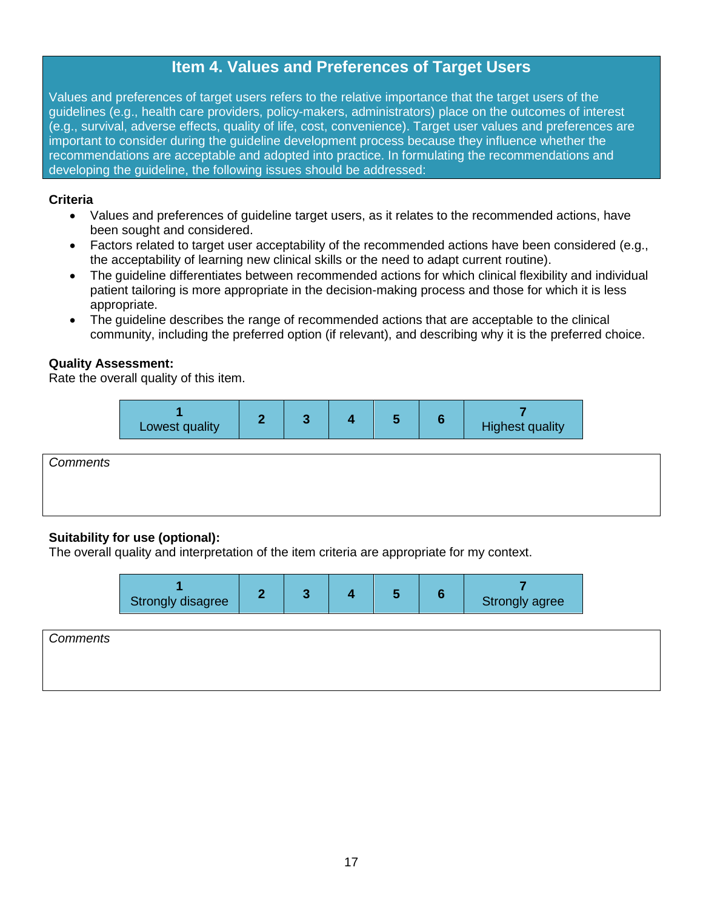## Item 4. Values and Preferences of Target Users

Values and preferences of target users refers to the relative importance that the target users of the guidelines (e.g., health care providers, policy-makers, administrators) place on the outcomes of interest (e.g., survival, adverse effects, quality of life, cost, convenience). Target user values and preferences are important to consider during the guideline development process because they influence whether the recommendations are acceptable and adopted into practice. In formulating the recommendations and developing the guideline, the following issues should be addressed:

**Criteria**

- Values and preferences of guideline target users, as it relates to the recommended actions, have been sought and considered.
- Factors related to target user acceptability of the recommended actions have been considered (e.g., the acceptability of learning new clinical skills or the need to adapt current routine).
- The guideline differentiates between recommended actions for which clinical flexibility and individual patient tailoring is more appropriate in the decision-making process and those for which it is less appropriate.
- The guideline describes the range of recommended actions that are acceptable to the clinical community, including the preferred option (if relevant), and describing why it is the preferred choice.

**Quality Assessment:**
Rate the overall quality of this item.

| 1<br>Lowest quality | 2 | 3 | 4 | 5 | 6 | 7<br>Highest quality |
|---|---|---|---|---|---|---|

| *Comments* |
|---|
| |

**Suitability for use (optional):**
The overall quality and interpretation of the item criteria are appropriate for my context.

| 1<br>Strongly disagree | 2 | 3 | 4 | 5 | 6 | 7<br>Strongly agree |
|---|---|---|---|---|---|---|

| *Comments* |
|---|
| |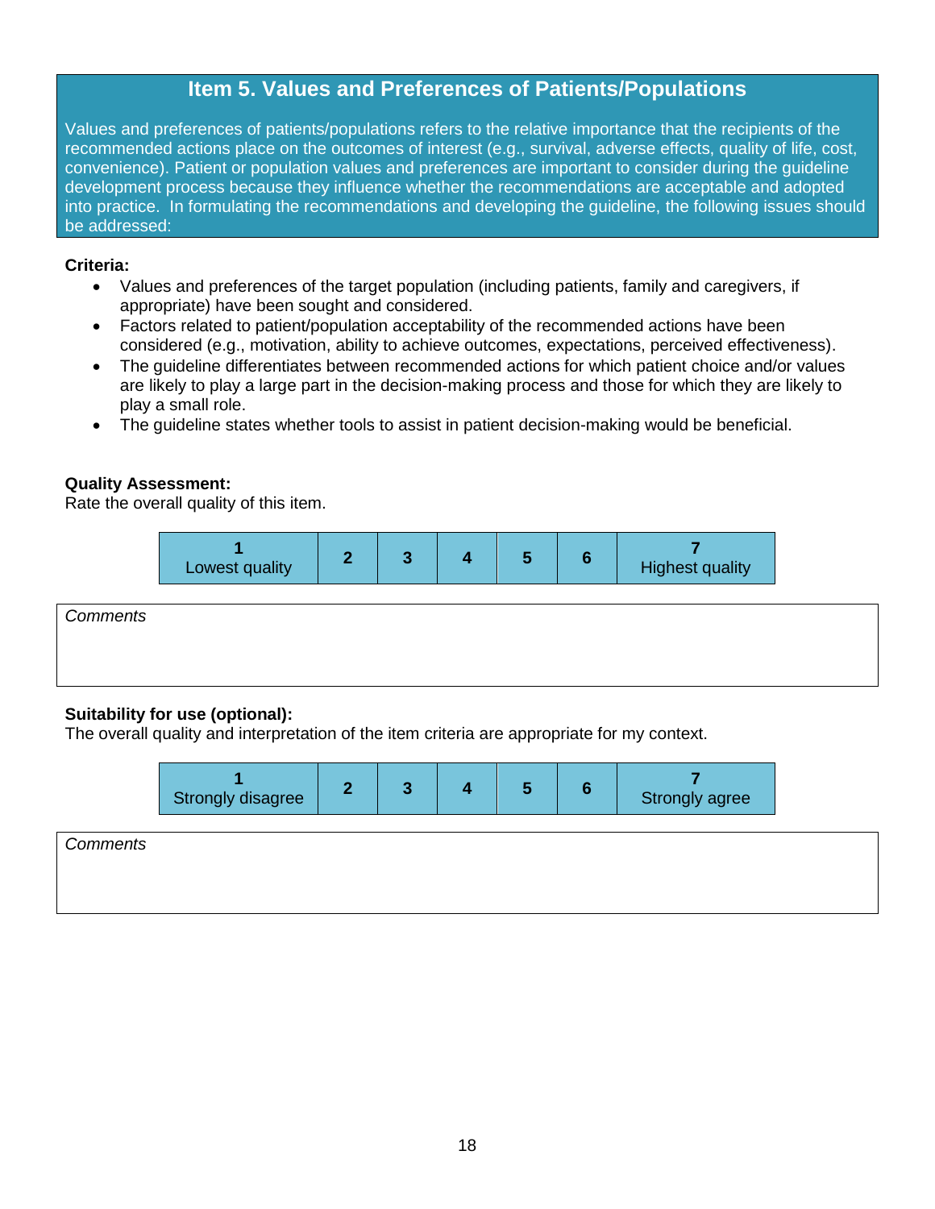## Item 5. Values and Preferences of Patients/Populations

Values and preferences of patients/populations refers to the relative importance that the recipients of the recommended actions place on the outcomes of interest (e.g., survival, adverse effects, quality of life, cost, convenience). Patient or population values and preferences are important to consider during the guideline development process because they influence whether the recommendations are acceptable and adopted into practice. In formulating the recommendations and developing the guideline, the following issues should be addressed:

**Criteria:**

- Values and preferences of the target population (including patients, family and caregivers, if appropriate) have been sought and considered.
- Factors related to patient/population acceptability of the recommended actions have been considered (e.g., motivation, ability to achieve outcomes, expectations, perceived effectiveness).
- The guideline differentiates between recommended actions for which patient choice and/or values are likely to play a large part in the decision-making process and those for which they are likely to play a small role.
- The guideline states whether tools to assist in patient decision-making would be beneficial.

**Quality Assessment:**
Rate the overall quality of this item.

| 1 Lowest quality | 2 | 3 | 4 | 5 | 6 | 7 Highest quality |
|---|---|---|---|---|---|---|

*Comments*

**Suitability for use (optional):**
The overall quality and interpretation of the item criteria are appropriate for my context.

| 1 Strongly disagree | 2 | 3 | 4 | 5 | 6 | 7 Strongly agree |
|---|---|---|---|---|---|---|

*Comments*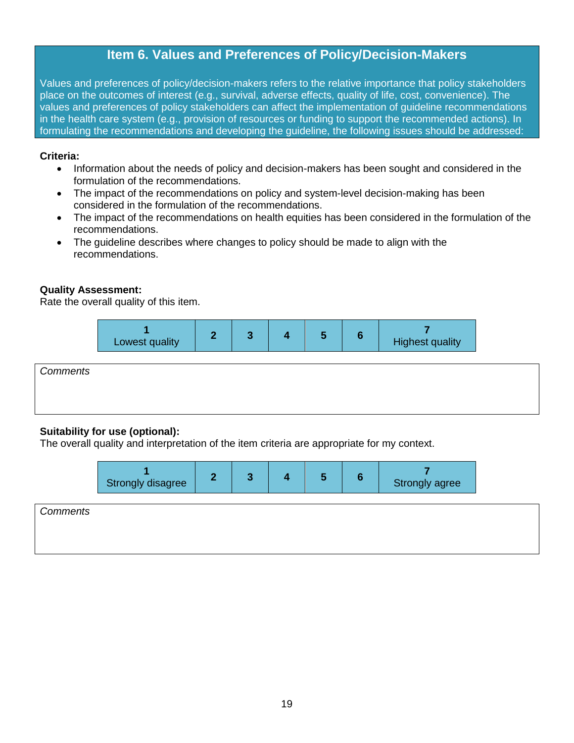## Item 6. Values and Preferences of Policy/Decision-Makers

Values and preferences of policy/decision-makers refers to the relative importance that policy stakeholders place on the outcomes of interest (e.g., survival, adverse effects, quality of life, cost, convenience). The values and preferences of policy stakeholders can affect the implementation of guideline recommendations in the health care system (e.g., provision of resources or funding to support the recommended actions). In formulating the recommendations and developing the guideline, the following issues should be addressed:

**Criteria:**

- Information about the needs of policy and decision-makers has been sought and considered in the formulation of the recommendations.
- The impact of the recommendations on policy and system-level decision-making has been considered in the formulation of the recommendations.
- The impact of the recommendations on health equities has been considered in the formulation of the recommendations.
- The guideline describes where changes to policy should be made to align with the recommendations.

**Quality Assessment:**
Rate the overall quality of this item.

| 1 Lowest quality | 2 | 3 | 4 | 5 | 6 | 7 Highest quality |
|---|---|---|---|---|---|---|

*Comments*

**Suitability for use (optional):**
The overall quality and interpretation of the item criteria are appropriate for my context.

| 1 Strongly disagree | 2 | 3 | 4 | 5 | 6 | 7 Strongly agree |
|---|---|---|---|---|---|---|

*Comments*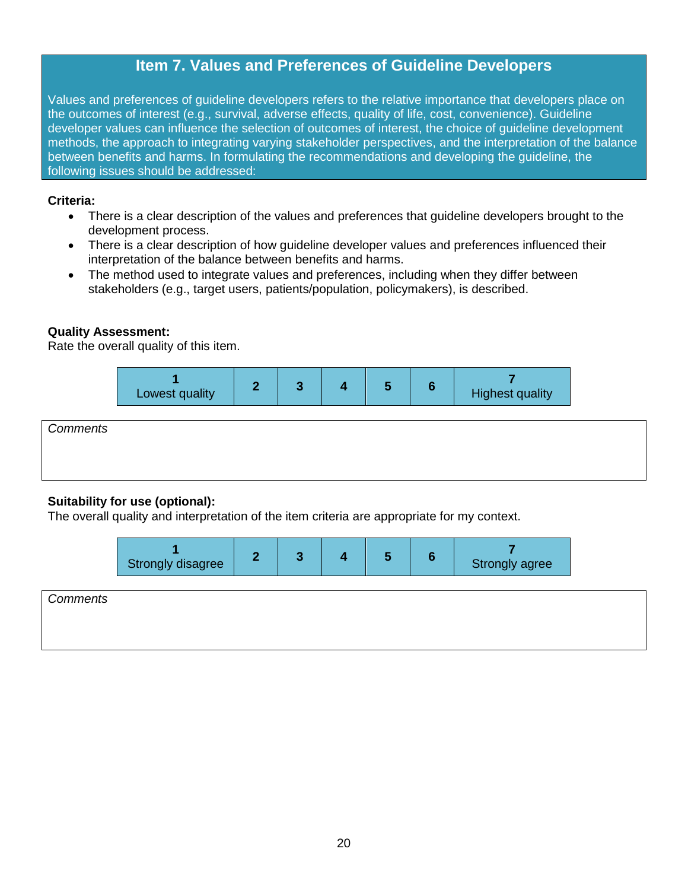## Item 7. Values and Preferences of Guideline Developers

Values and preferences of guideline developers refers to the relative importance that developers place on the outcomes of interest (e.g., survival, adverse effects, quality of life, cost, convenience). Guideline developer values can influence the selection of outcomes of interest, the choice of guideline development methods, the approach to integrating varying stakeholder perspectives, and the interpretation of the balance between benefits and harms. In formulating the recommendations and developing the guideline, the following issues should be addressed:

**Criteria:**

- There is a clear description of the values and preferences that guideline developers brought to the development process.
- There is a clear description of how guideline developer values and preferences influenced their interpretation of the balance between benefits and harms.
- The method used to integrate values and preferences, including when they differ between stakeholders (e.g., target users, patients/population, policymakers), is described.

**Quality Assessment:**
Rate the overall quality of this item.

| 1 Lowest quality | 2 | 3 | 4 | 5 | 6 | 7 Highest quality |
|---|---|---|---|---|---|---|

*Comments*

**Suitability for use (optional):**
The overall quality and interpretation of the item criteria are appropriate for my context.

| 1 Strongly disagree | 2 | 3 | 4 | 5 | 6 | 7 Strongly agree |
|---|---|---|---|---|---|---|

*Comments*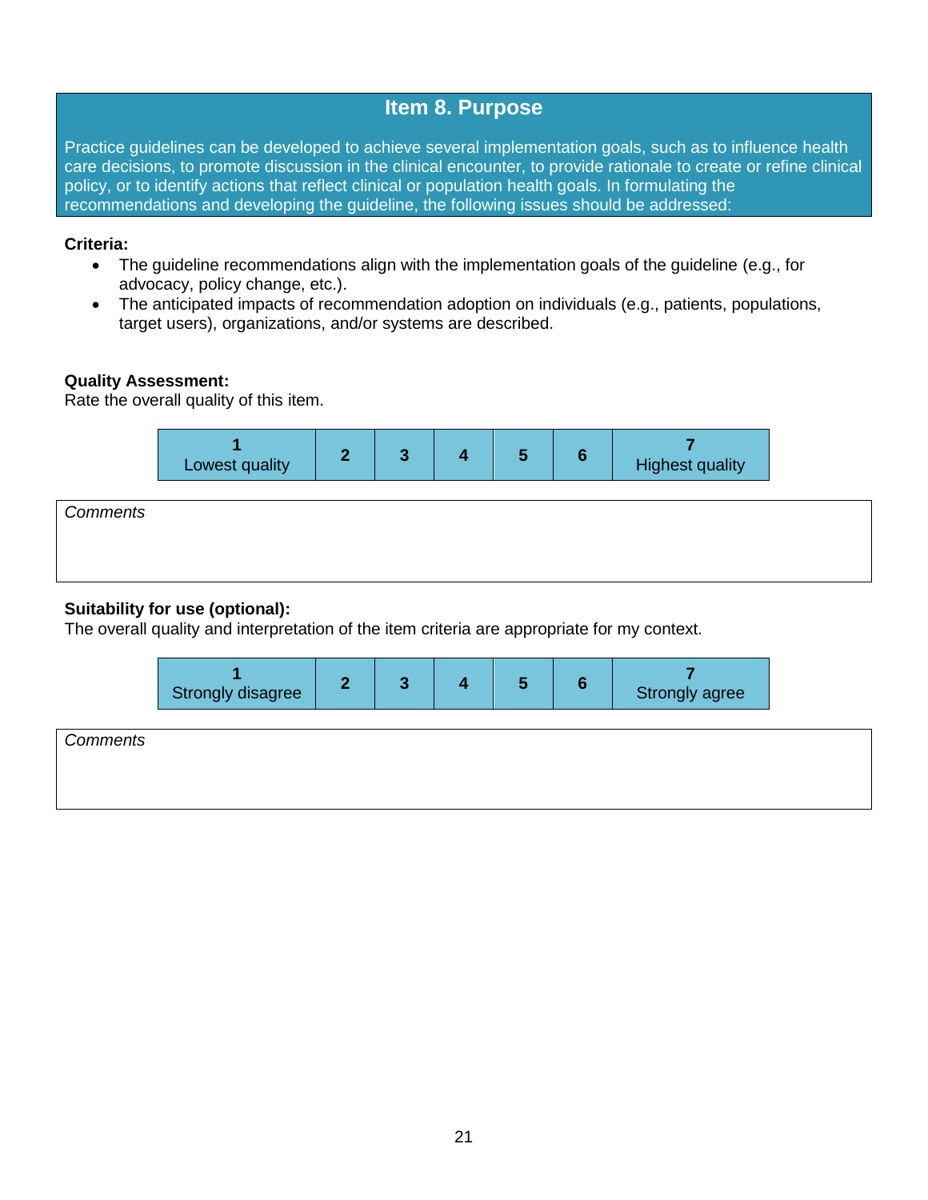## Item 8. Purpose

Practice guidelines can be developed to achieve several implementation goals, such as to influence health care decisions, to promote discussion in the clinical encounter, to provide rationale to create or refine clinical policy, or to identify actions that reflect clinical or population health goals. In formulating the recommendations and developing the guideline, the following issues should be addressed:

**Criteria:**

- The guideline recommendations align with the implementation goals of the guideline (e.g., for advocacy, policy change, etc.).
- The anticipated impacts of recommendation adoption on individuals (e.g., patients, populations, target users), organizations, and/or systems are described.

**Quality Assessment:**
Rate the overall quality of this item.

| 1 Lowest quality | 2 | 3 | 4 | 5 | 6 | 7 Highest quality |
|---|---|---|---|---|---|---|

| *Comments* |
|---|
| |

**Suitability for use (optional):**
The overall quality and interpretation of the item criteria are appropriate for my context.

| 1 Strongly disagree | 2 | 3 | 4 | 5 | 6 | 7 Strongly agree |
|---|---|---|---|---|---|---|

| *Comments* |
|---|
| |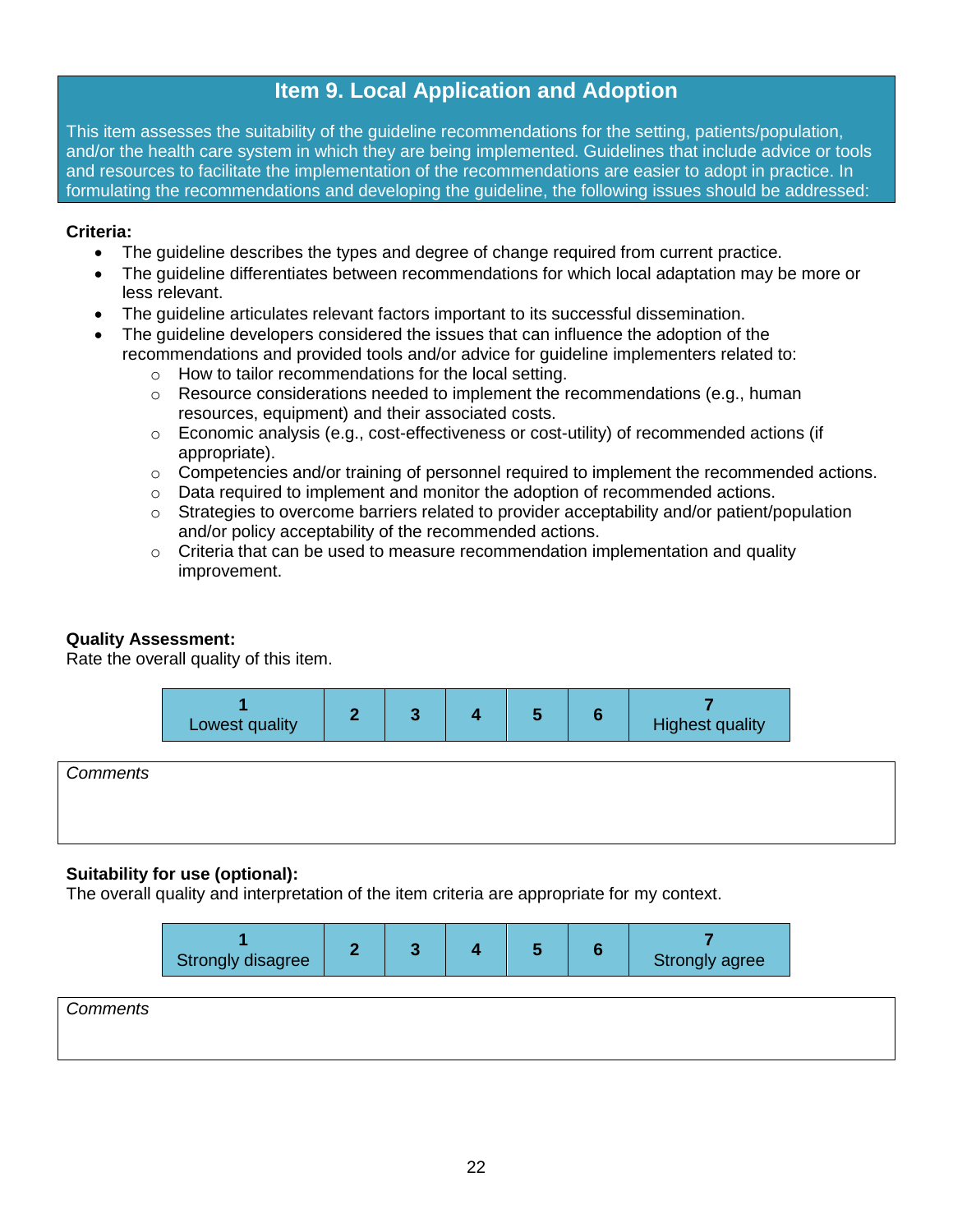## Item 9. Local Application and Adoption

This item assesses the suitability of the guideline recommendations for the setting, patients/population, and/or the health care system in which they are being implemented. Guidelines that include advice or tools and resources to facilitate the implementation of the recommendations are easier to adopt in practice. In formulating the recommendations and developing the guideline, the following issues should be addressed:

**Criteria:**

- The guideline describes the types and degree of change required from current practice.
- The guideline differentiates between recommendations for which local adaptation may be more or less relevant.
- The guideline articulates relevant factors important to its successful dissemination.
- The guideline developers considered the issues that can influence the adoption of the recommendations and provided tools and/or advice for guideline implementers related to:
  - How to tailor recommendations for the local setting.
  - Resource considerations needed to implement the recommendations (e.g., human resources, equipment) and their associated costs.
  - Economic analysis (e.g., cost-effectiveness or cost-utility) of recommended actions (if appropriate).
  - Competencies and/or training of personnel required to implement the recommended actions.
  - Data required to implement and monitor the adoption of recommended actions.
  - Strategies to overcome barriers related to provider acceptability and/or patient/population and/or policy acceptability of the recommended actions.
  - Criteria that can be used to measure recommendation implementation and quality improvement.

**Quality Assessment:**
Rate the overall quality of this item.

| 1 Lowest quality | 2 | 3 | 4 | 5 | 6 | 7 Highest quality |
|---|---|---|---|---|---|---|

*Comments*

**Suitability for use (optional):**
The overall quality and interpretation of the item criteria are appropriate for my context.

| 1 Strongly disagree | 2 | 3 | 4 | 5 | 6 | 7 Strongly agree |
|---|---|---|---|---|---|---|

*Comments*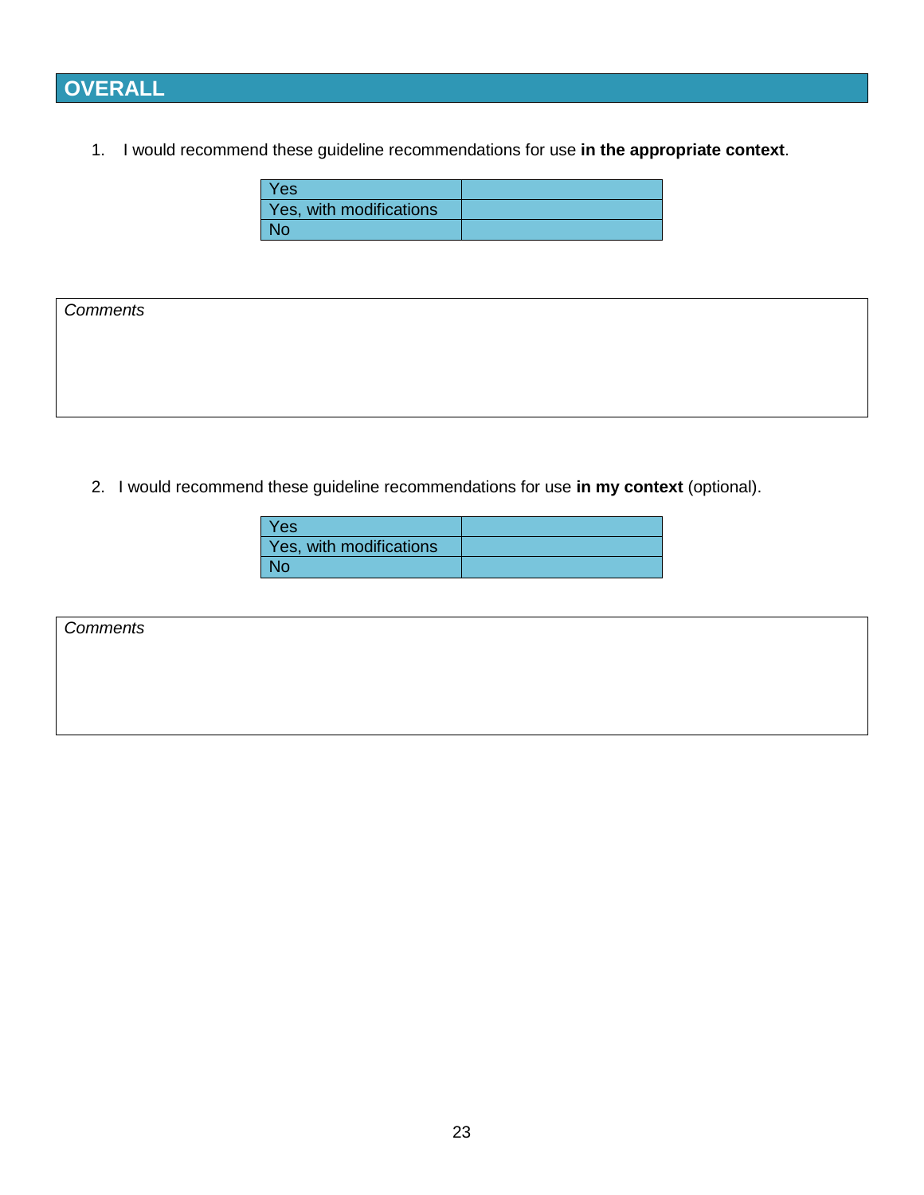## OVERALL

1. I would recommend these guideline recommendations for use **in the appropriate context**.

| | |
|---|---|
| Yes | |
| Yes, with modifications | |
| No | |

| *Comments* |
|---|
| |

2. I would recommend these guideline recommendations for use **in my context** (optional).

| | |
|---|---|
| Yes | |
| Yes, with modifications | |
| No | |

| *Comments* |
|---|
| |